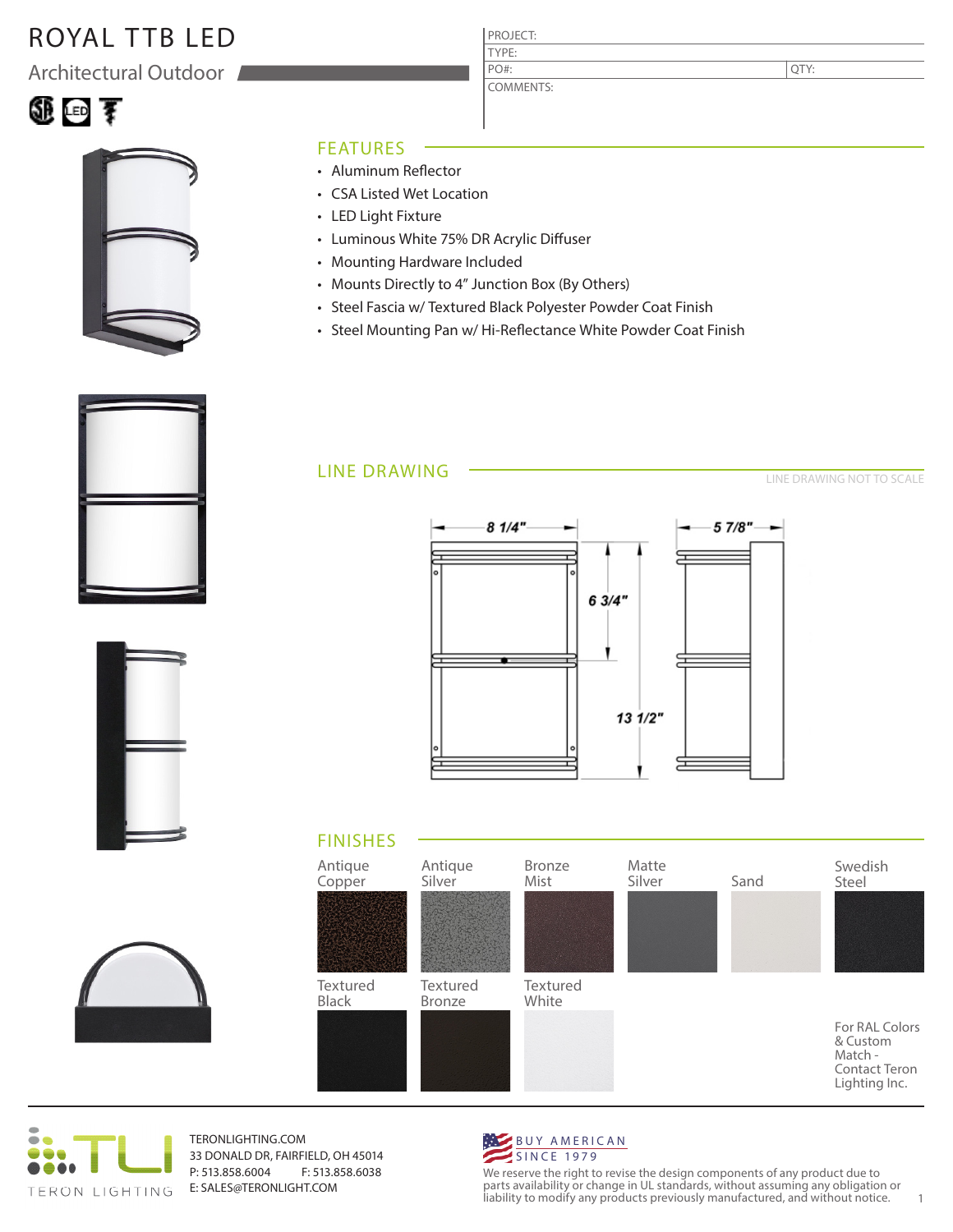# ROYAL TTB LED

## Architectural Outdoor

| PROJECT: | |
|---|---|
| TYPE: | |
| PO#: | QTY: |
| COMMENTS: | |

## FEATURES

- Aluminum Reflector
- CSA Listed Wet Location
- LED Light Fixture
- Luminous White 75% DR Acrylic Diffuser
- Mounting Hardware Included
- Mounts Directly to 4" Junction Box (By Others)
- Steel Fascia w/ Textured Black Polyester Powder Coat Finish
- Steel Mounting Pan w/ Hi-Reflectance White Powder Coat Finish

## LINE DRAWING

LINE DRAWING NOT TO SCALE

8 1/4"

6 3/4"

13 1/2"

5 7/8"

## FINISHES

- Antique Copper
- Antique Silver
- Bronze Mist
- Matte Silver
- Sand
- Swedish Steel
- Textured Black
- Textured Bronze
- Textured White

For RAL Colors & Custom Match - Contact Teron Lighting Inc.

TERON LIGHTING

TERONLIGHTING.COM
33 DONALD DR, FAIRFIELD, OH 45014
P: 513.858.6004 F: 513.858.6038
E: SALES@TERONLIGHT.COM

BUY AMERICAN
SINCE 1979

We reserve the right to revise the design components of any product due to parts availability or change in UL standards, without assuming any obligation or liability to modify any products previously manufactured, and without notice.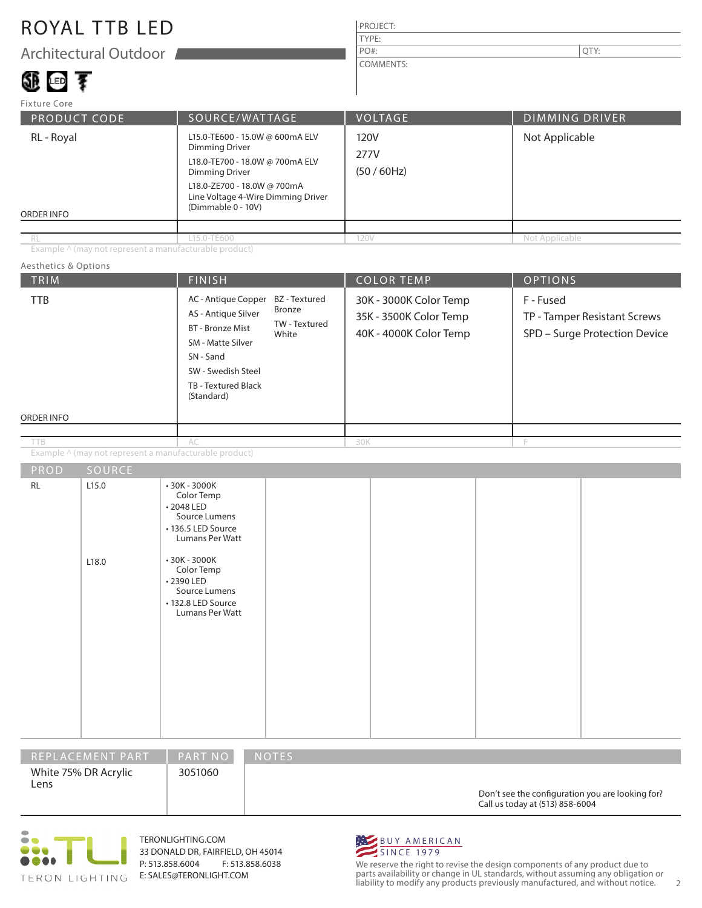# ROYAL TTB LED

## Architectural Outdoor

| PROJECT: | |
|---|---|
| TYPE: | |
| PO#: | QTY: |
| COMMENTS: | |

Fixture Core

| PRODUCT CODE | SOURCE/WATTAGE | VOLTAGE | DIMMING DRIVER |
|---|---|---|---|
| RL - Royal | L15.0-TE600 - 15.0W @ 600mA ELV Dimming Driver<br>L18.0-TE700 - 18.0W @ 700mA ELV Dimming Driver<br>L18.0-ZE700 - 18.0W @ 700mA Line Voltage 4-Wire Dimming Driver (Dimmable 0 - 10V) | 120V<br>277V<br>(50 / 60Hz) | Not Applicable |
| ORDER INFO | | | |
| RL | L15.0-TE600 | 120V | Not Applicable |

Example ^ (may not represent a manufacturable product)

Aesthetics & Options

| TRIM | FINISH | COLOR TEMP | OPTIONS |
|---|---|---|---|
| TTB | AC - Antique Copper<br>AS - Antique Silver<br>BT - Bronze Mist<br>SM - Matte Silver<br>SN - Sand<br>SW - Swedish Steel<br>TB - Textured Black (Standard)<br>BZ - Textured Bronze<br>TW - Textured White | 30K - 3000K Color Temp<br>35K - 3500K Color Temp<br>40K - 4000K Color Temp | F - Fused<br>TP - Tamper Resistant Screws<br>SPD – Surge Protection Device |
| ORDER INFO | | | |
| TTB | AC | 30K | F |

Example ^ (may not represent a manufacturable product)

| PROD | SOURCE | | | | | |
|---|---|---|---|---|---|---|
| RL | L15.0 | • 30K - 3000K Color Temp<br>• 2048 LED Source Lumens<br>• 136.5 LED Source Lumans Per Watt | | | | |
| | L18.0 | • 30K - 3000K Color Temp<br>• 2390 LED Source Lumens<br>• 132.8 LED Source Lumans Per Watt | | | | |

| REPLACEMENT PART | PART NO | NOTES |
|---|---|---|
| White 75% DR Acrylic Lens | 3051060 | |

Don't see the configuration you are looking for? Call us today at (513) 858-6004

TERON LIGHTING

TERONLIGHTING.COM
33 DONALD DR, FAIRFIELD, OH 45014
P: 513.858.6004 F: 513.858.6038
E: SALES@TERONLIGHT.COM

BUY AMERICAN SINCE 1979

We reserve the right to revise the design components of any product due to parts availability or change in UL standards, without assuming any obligation or liability to modify any products previously manufactured, and without notice.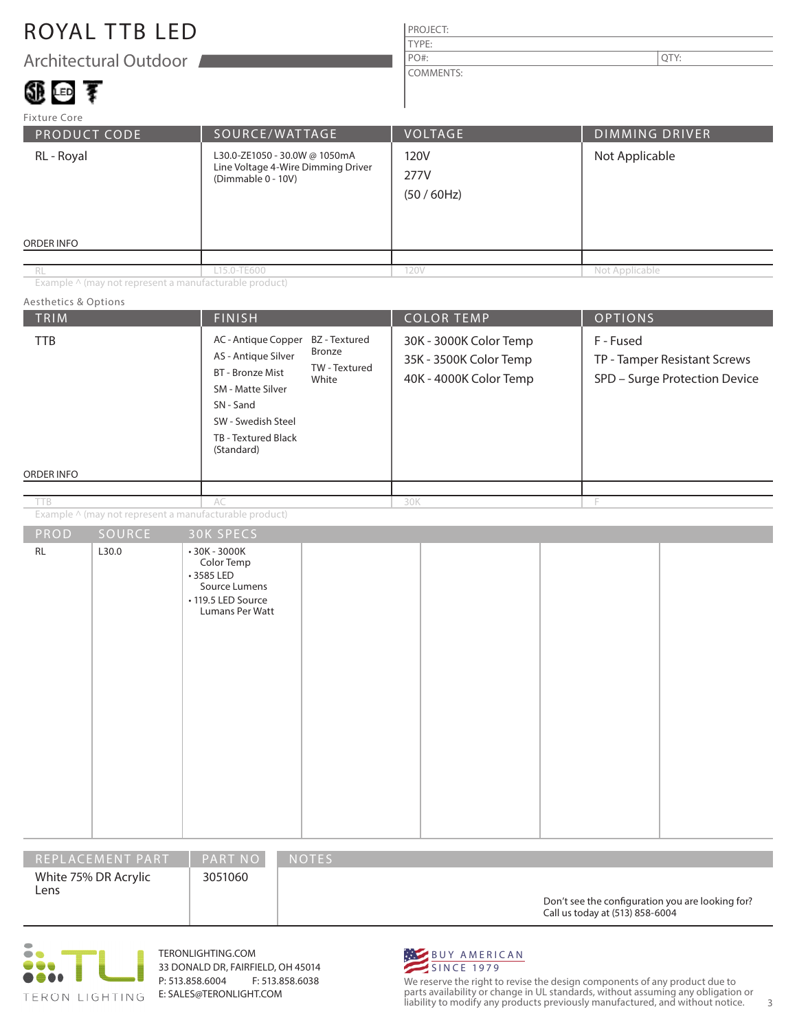# ROYAL TTB LED

## Architectural Outdoor

| PROJECT: | |
|---|---|
| TYPE: | |
| PO#: | QTY: |
| COMMENTS: | |

### Fixture Core

| PRODUCT CODE | SOURCE/WATTAGE | VOLTAGE | DIMMING DRIVER |
|---|---|---|---|
| RL - Royal | L30.0-ZE1050 - 30.0W @ 1050mA Line Voltage 4-Wire Dimming Driver (Dimmable 0 - 10V) | 120V<br>277V<br>(50 / 60Hz) | Not Applicable |
| ORDER INFO | | | |
| RL | L15.0-TE600 | 120V | Not Applicable |

Example ^ (may not represent a manufacturable product)

### Aesthetics & Options

| TRIM | FINISH | COLOR TEMP | OPTIONS |
|---|---|---|---|
| TTB | AC - Antique Copper<br>AS - Antique Silver<br>BT - Bronze Mist<br>SM - Matte Silver<br>SN - Sand<br>SW - Swedish Steel<br>TB - Textured Black (Standard)<br>BZ - Textured Bronze<br>TW - Textured White | 30K - 3000K Color Temp<br>35K - 3500K Color Temp<br>40K - 4000K Color Temp | F - Fused<br>TP - Tamper Resistant Screws<br>SPD – Surge Protection Device |
| ORDER INFO | | | |
| TTB | AC | 30K | F |

Example ^ (may not represent a manufacturable product)

| PROD | SOURCE | 30K SPECS |
|---|---|---|
| RL | L30.0 | • 30K - 3000K Color Temp<br>• 3585 LED Source Lumens<br>• 119.5 LED Source Lumans Per Watt |

| REPLACEMENT PART | PART NO | NOTES |
|---|---|---|
| White 75% DR Acrylic Lens | 3051060 | Don't see the configuration you are looking for? Call us today at (513) 858-6004 |

TERON LIGHTING

TERONLIGHTING.COM
33 DONALD DR, FAIRFIELD, OH 45014
P: 513.858.6004 F: 513.858.6038
E: SALES@TERONLIGHT.COM

BUY AMERICAN SINCE 1979

We reserve the right to revise the design components of any product due to parts availability or change in UL standards, without assuming any obligation or liability to modify any products previously manufactured, and without notice.